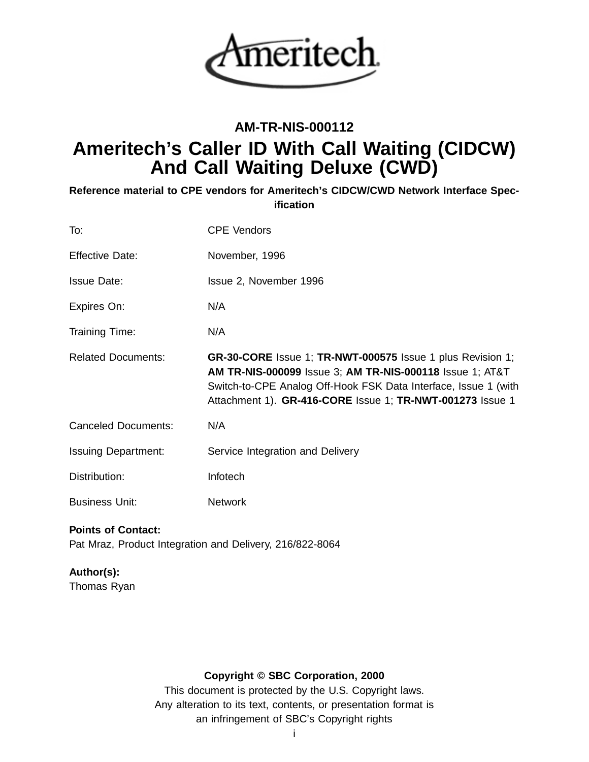**AM-TR-NIS-000112**

# Ameritech's Caller ID With Call Waiting (CIDCW) And Call Waiting Deluxe (CWD)

**Reference material to CPE vendors for Ameritech's CIDCW/CWD Network Interface Specification**

| | |
|---|---|
| To: | CPE Vendors |
| Effective Date: | November, 1996 |
| Issue Date: | Issue 2, November 1996 |
| Expires On: | N/A |
| Training Time: | N/A |
| Related Documents: | **GR-30-CORE** Issue 1; **TR-NWT-000575** Issue 1 plus Revision 1; **AM TR-NIS-000099** Issue 3; **AM TR-NIS-000118** Issue 1; AT&T Switch-to-CPE Analog Off-Hook FSK Data Interface, Issue 1 (with Attachment 1). **GR-416-CORE** Issue 1; **TR-NWT-001273** Issue 1 |
| Canceled Documents: | N/A |
| Issuing Department: | Service Integration and Delivery |
| Distribution: | Infotech |
| Business Unit: | Network |

**Points of Contact:**
Pat Mraz, Product Integration and Delivery, 216/822-8064

**Author(s):**
Thomas Ryan

**Copyright © SBC Corporation, 2000**
This document is protected by the U.S. Copyright laws.
Any alteration to its text, contents, or presentation format is an infringement of SBC's Copyright rights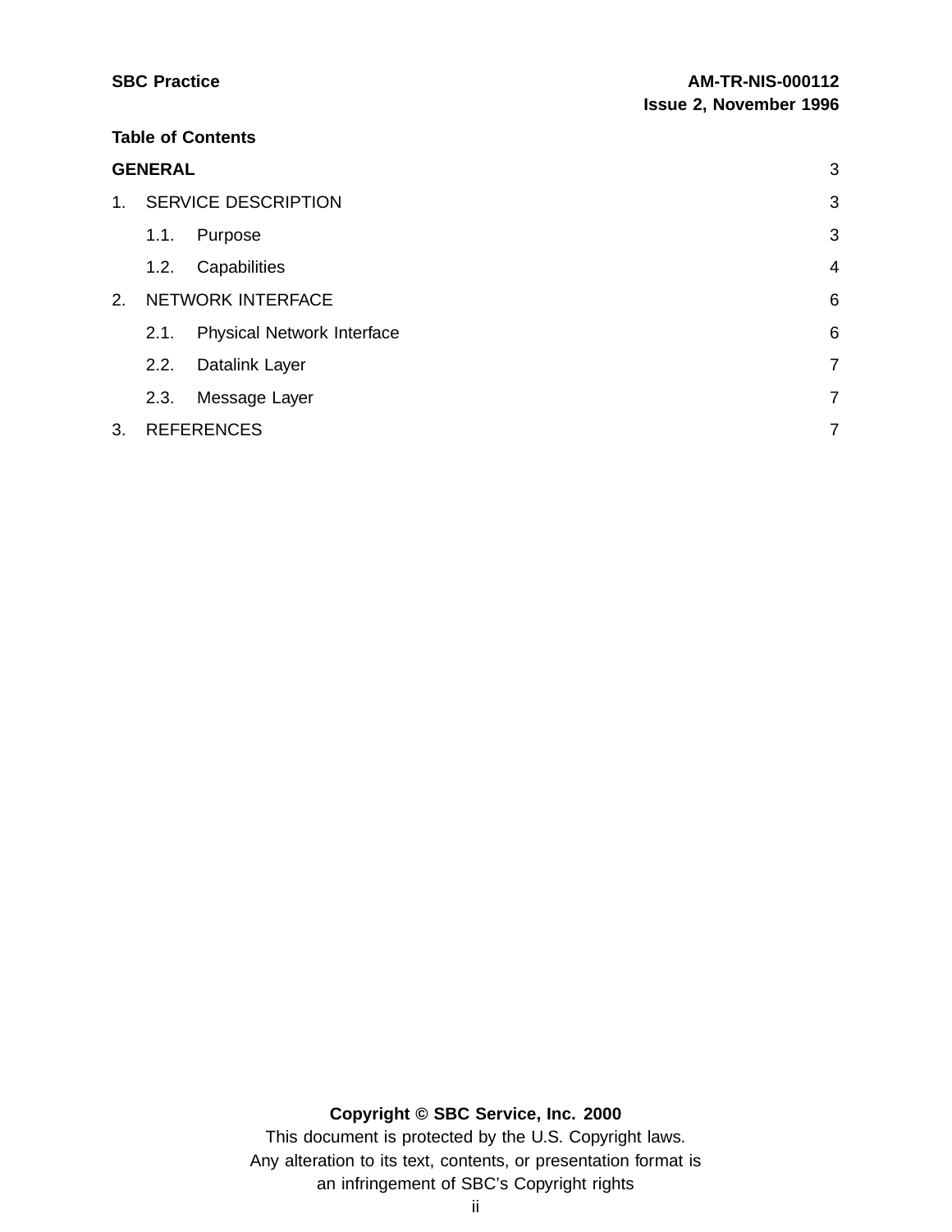**Table of Contents**

| | |
|---|---|
| **GENERAL** | 3 |
| 1. SERVICE DESCRIPTION | 3 |
| 1.1. Purpose | 3 |
| 1.2. Capabilities | 4 |
| 2. NETWORK INTERFACE | 6 |
| 2.1. Physical Network Interface | 6 |
| 2.2. Datalink Layer | 7 |
| 2.3. Message Layer | 7 |
| 3. REFERENCES | 7 |

**Copyright © SBC Service, Inc. 2000**

This document is protected by the U.S. Copyright laws.
Any alteration to its text, contents, or presentation format is an infringement of SBC's Copyright rights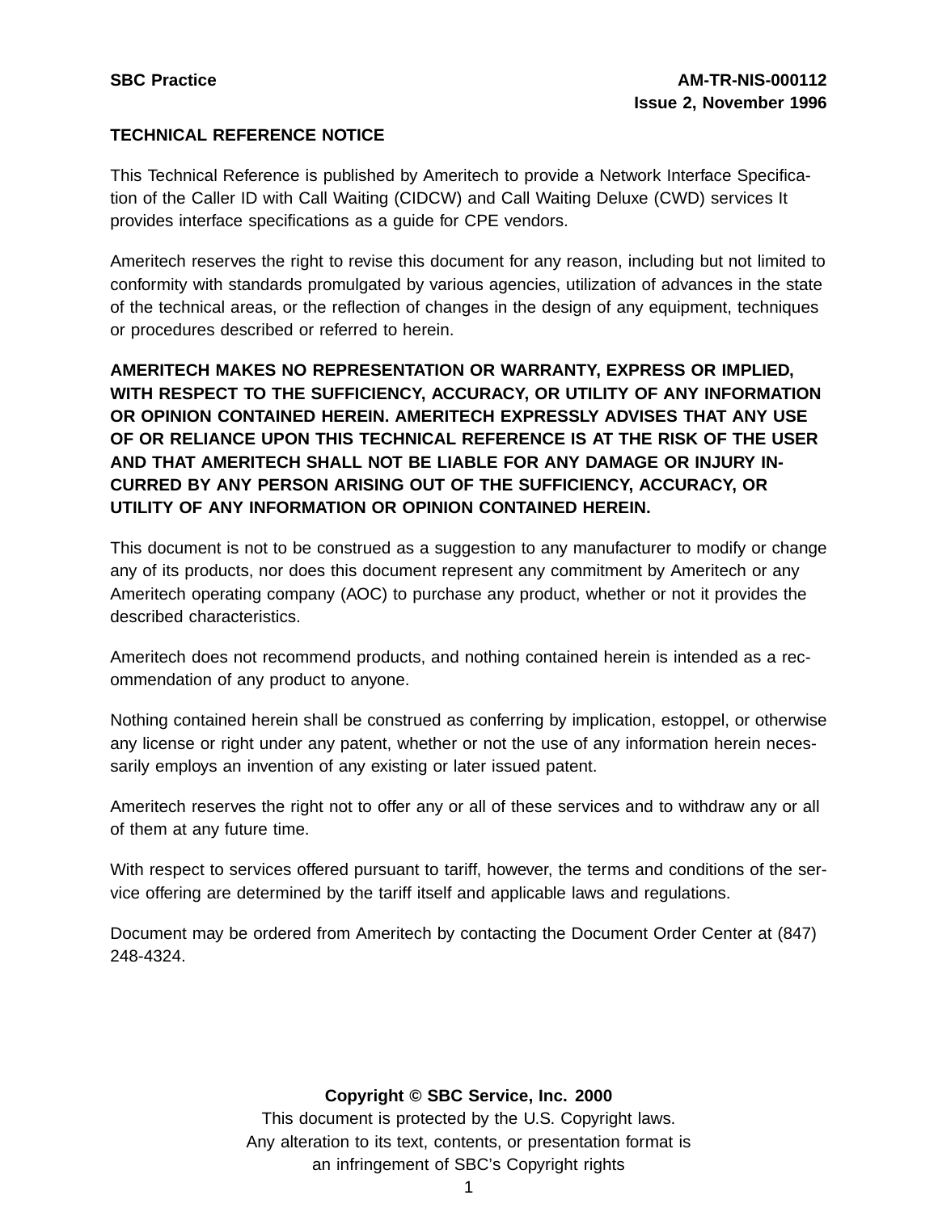**SBC Practice** **AM-TR-NIS-000112**
**Issue 2, November 1996**

**TECHNICAL REFERENCE NOTICE**

This Technical Reference is published by Ameritech to provide a Network Interface Specification of the Caller ID with Call Waiting (CIDCW) and Call Waiting Deluxe (CWD) services It provides interface specifications as a guide for CPE vendors.

Ameritech reserves the right to revise this document for any reason, including but not limited to conformity with standards promulgated by various agencies, utilization of advances in the state of the technical areas, or the reflection of changes in the design of any equipment, techniques or procedures described or referred to herein.

**AMERITECH MAKES NO REPRESENTATION OR WARRANTY, EXPRESS OR IMPLIED, WITH RESPECT TO THE SUFFICIENCY, ACCURACY, OR UTILITY OF ANY INFORMATION OR OPINION CONTAINED HEREIN. AMERITECH EXPRESSLY ADVISES THAT ANY USE OF OR RELIANCE UPON THIS TECHNICAL REFERENCE IS AT THE RISK OF THE USER AND THAT AMERITECH SHALL NOT BE LIABLE FOR ANY DAMAGE OR INJURY INCURRED BY ANY PERSON ARISING OUT OF THE SUFFICIENCY, ACCURACY, OR UTILITY OF ANY INFORMATION OR OPINION CONTAINED HEREIN.**

This document is not to be construed as a suggestion to any manufacturer to modify or change any of its products, nor does this document represent any commitment by Ameritech or any Ameritech operating company (AOC) to purchase any product, whether or not it provides the described characteristics.

Ameritech does not recommend products, and nothing contained herein is intended as a recommendation of any product to anyone.

Nothing contained herein shall be construed as conferring by implication, estoppel, or otherwise any license or right under any patent, whether or not the use of any information herein necessarily employs an invention of any existing or later issued patent.

Ameritech reserves the right not to offer any or all of these services and to withdraw any or all of them at any future time.

With respect to services offered pursuant to tariff, however, the terms and conditions of the service offering are determined by the tariff itself and applicable laws and regulations.

Document may be ordered from Ameritech by contacting the Document Order Center at (847) 248-4324.

**Copyright © SBC Service, Inc. 2000**
This document is protected by the U.S. Copyright laws.
Any alteration to its text, contents, or presentation format is
an infringement of SBC's Copyright rights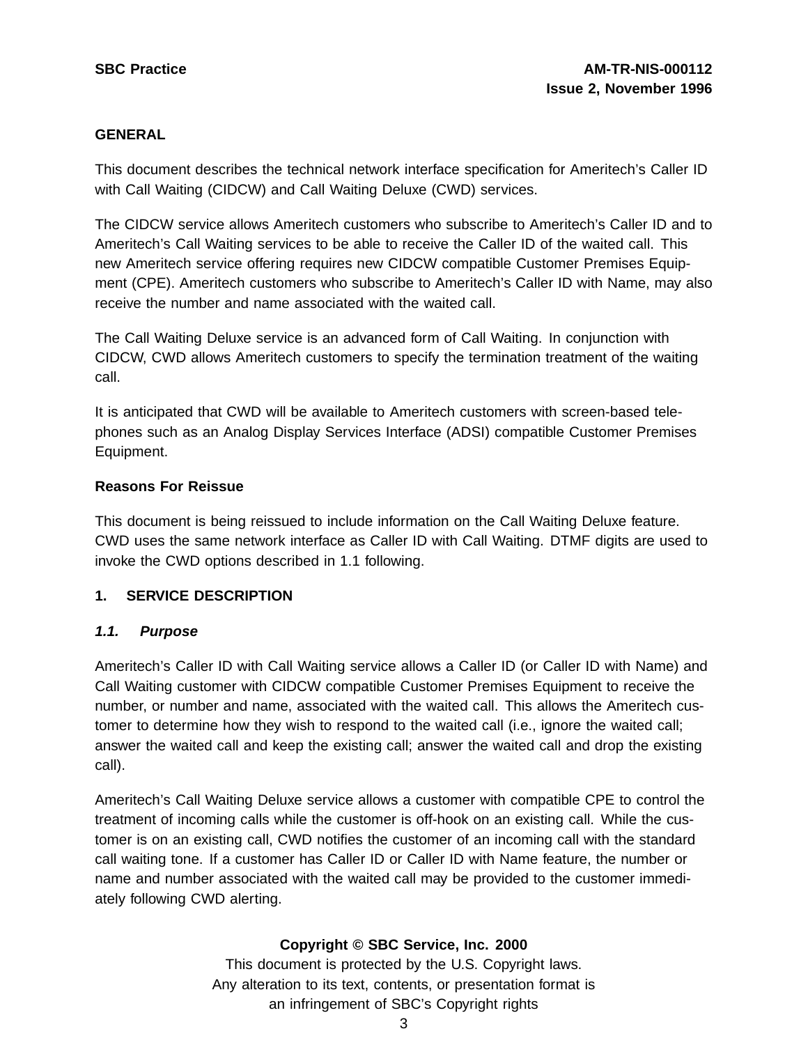## GENERAL

This document describes the technical network interface specification for Ameritech's Caller ID with Call Waiting (CIDCW) and Call Waiting Deluxe (CWD) services.

The CIDCW service allows Ameritech customers who subscribe to Ameritech's Caller ID and to Ameritech's Call Waiting services to be able to receive the Caller ID of the waited call. This new Ameritech service offering requires new CIDCW compatible Customer Premises Equipment (CPE). Ameritech customers who subscribe to Ameritech's Caller ID with Name, may also receive the number and name associated with the waited call.

The Call Waiting Deluxe service is an advanced form of Call Waiting. In conjunction with CIDCW, CWD allows Ameritech customers to specify the termination treatment of the waiting call.

It is anticipated that CWD will be available to Ameritech customers with screen-based telephones such as an Analog Display Services Interface (ADSI) compatible Customer Premises Equipment.

### Reasons For Reissue

This document is being reissued to include information on the Call Waiting Deluxe feature. CWD uses the same network interface as Caller ID with Call Waiting. DTMF digits are used to invoke the CWD options described in 1.1 following.

## 1. SERVICE DESCRIPTION

### *1.1. Purpose*

Ameritech's Caller ID with Call Waiting service allows a Caller ID (or Caller ID with Name) and Call Waiting customer with CIDCW compatible Customer Premises Equipment to receive the number, or number and name, associated with the waited call. This allows the Ameritech customer to determine how they wish to respond to the waited call (i.e., ignore the waited call; answer the waited call and keep the existing call; answer the waited call and drop the existing call).

Ameritech's Call Waiting Deluxe service allows a customer with compatible CPE to control the treatment of incoming calls while the customer is off-hook on an existing call. While the customer is on an existing call, CWD notifies the customer of an incoming call with the standard call waiting tone. If a customer has Caller ID or Caller ID with Name feature, the number or name and number associated with the waited call may be provided to the customer immediately following CWD alerting.

**Copyright © SBC Service, Inc. 2000**
This document is protected by the U.S. Copyright laws.
Any alteration to its text, contents, or presentation format is
an infringement of SBC's Copyright rights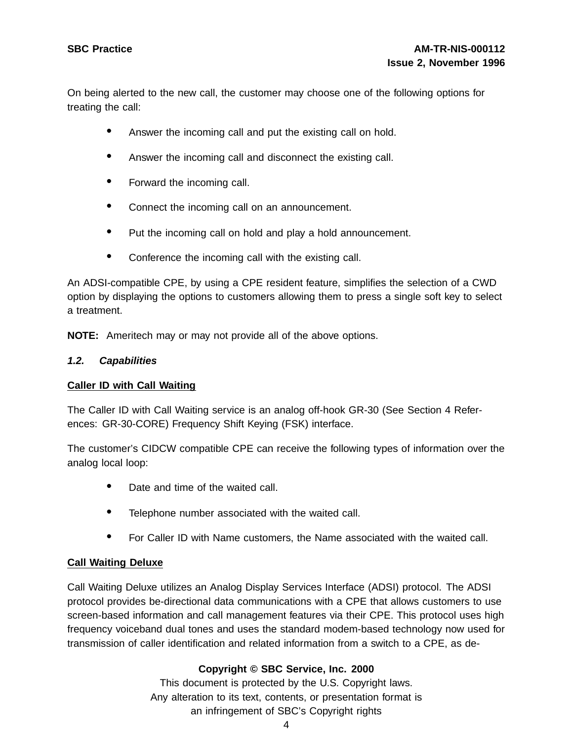On being alerted to the new call, the customer may choose one of the following options for treating the call:

- Answer the incoming call and put the existing call on hold.
- Answer the incoming call and disconnect the existing call.
- Forward the incoming call.
- Connect the incoming call on an announcement.
- Put the incoming call on hold and play a hold announcement.
- Conference the incoming call with the existing call.

An ADSI-compatible CPE, by using a CPE resident feature, simplifies the selection of a CWD option by displaying the options to customers allowing them to press a single soft key to select a treatment.

**NOTE:** Ameritech may or may not provide all of the above options.

### *1.2. Capabilities*

**Caller ID with Call Waiting**

The Caller ID with Call Waiting service is an analog off-hook GR-30 (See Section 4 References: GR-30-CORE) Frequency Shift Keying (FSK) interface.

The customer's CIDCW compatible CPE can receive the following types of information over the analog local loop:

- Date and time of the waited call.
- Telephone number associated with the waited call.
- For Caller ID with Name customers, the Name associated with the waited call.

**Call Waiting Deluxe**

Call Waiting Deluxe utilizes an Analog Display Services Interface (ADSI) protocol. The ADSI protocol provides be-directional data communications with a CPE that allows customers to use screen-based information and call management features via their CPE. This protocol uses high frequency voiceband dual tones and uses the standard modem-based technology now used for transmission of caller identification and related information from a switch to a CPE, as de-

**Copyright © SBC Service, Inc. 2000**
This document is protected by the U.S. Copyright laws.
Any alteration to its text, contents, or presentation format is
an infringement of SBC's Copyright rights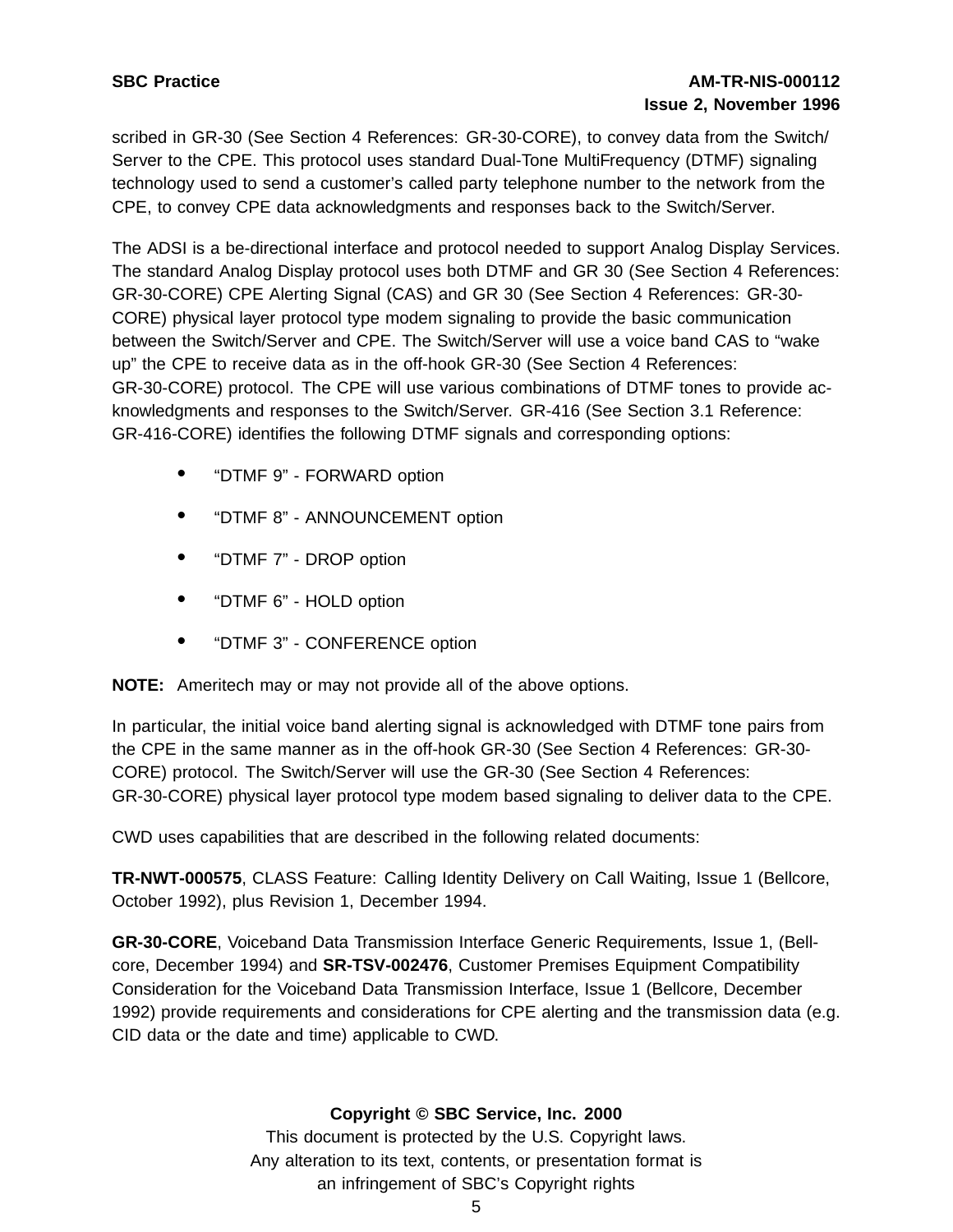scribed in GR-30 (See Section 4 References: GR-30-CORE), to convey data from the Switch/Server to the CPE. This protocol uses standard Dual-Tone MultiFrequency (DTMF) signaling technology used to send a customer's called party telephone number to the network from the CPE, to convey CPE data acknowledgments and responses back to the Switch/Server.

The ADSI is a be-directional interface and protocol needed to support Analog Display Services. The standard Analog Display protocol uses both DTMF and GR 30 (See Section 4 References: GR-30-CORE) CPE Alerting Signal (CAS) and GR 30 (See Section 4 References: GR-30-CORE) physical layer protocol type modem signaling to provide the basic communication between the Switch/Server and CPE. The Switch/Server will use a voice band CAS to "wake up" the CPE to receive data as in the off-hook GR-30 (See Section 4 References: GR-30-CORE) protocol. The CPE will use various combinations of DTMF tones to provide acknowledgments and responses to the Switch/Server. GR-416 (See Section 3.1 Reference: GR-416-CORE) identifies the following DTMF signals and corresponding options:

- "DTMF 9" - FORWARD option
- "DTMF 8" - ANNOUNCEMENT option
- "DTMF 7" - DROP option
- "DTMF 6" - HOLD option
- "DTMF 3" - CONFERENCE option

**NOTE:** Ameritech may or may not provide all of the above options.

In particular, the initial voice band alerting signal is acknowledged with DTMF tone pairs from the CPE in the same manner as in the off-hook GR-30 (See Section 4 References: GR-30-CORE) protocol. The Switch/Server will use the GR-30 (See Section 4 References: GR-30-CORE) physical layer protocol type modem based signaling to deliver data to the CPE.

CWD uses capabilities that are described in the following related documents:

**TR-NWT-000575**, CLASS Feature: Calling Identity Delivery on Call Waiting, Issue 1 (Bellcore, October 1992), plus Revision 1, December 1994.

**GR-30-CORE**, Voiceband Data Transmission Interface Generic Requirements, Issue 1, (Bellcore, December 1994) and **SR-TSV-002476**, Customer Premises Equipment Compatibility Consideration for the Voiceband Data Transmission Interface, Issue 1 (Bellcore, December 1992) provide requirements and considerations for CPE alerting and the transmission data (e.g. CID data or the date and time) applicable to CWD.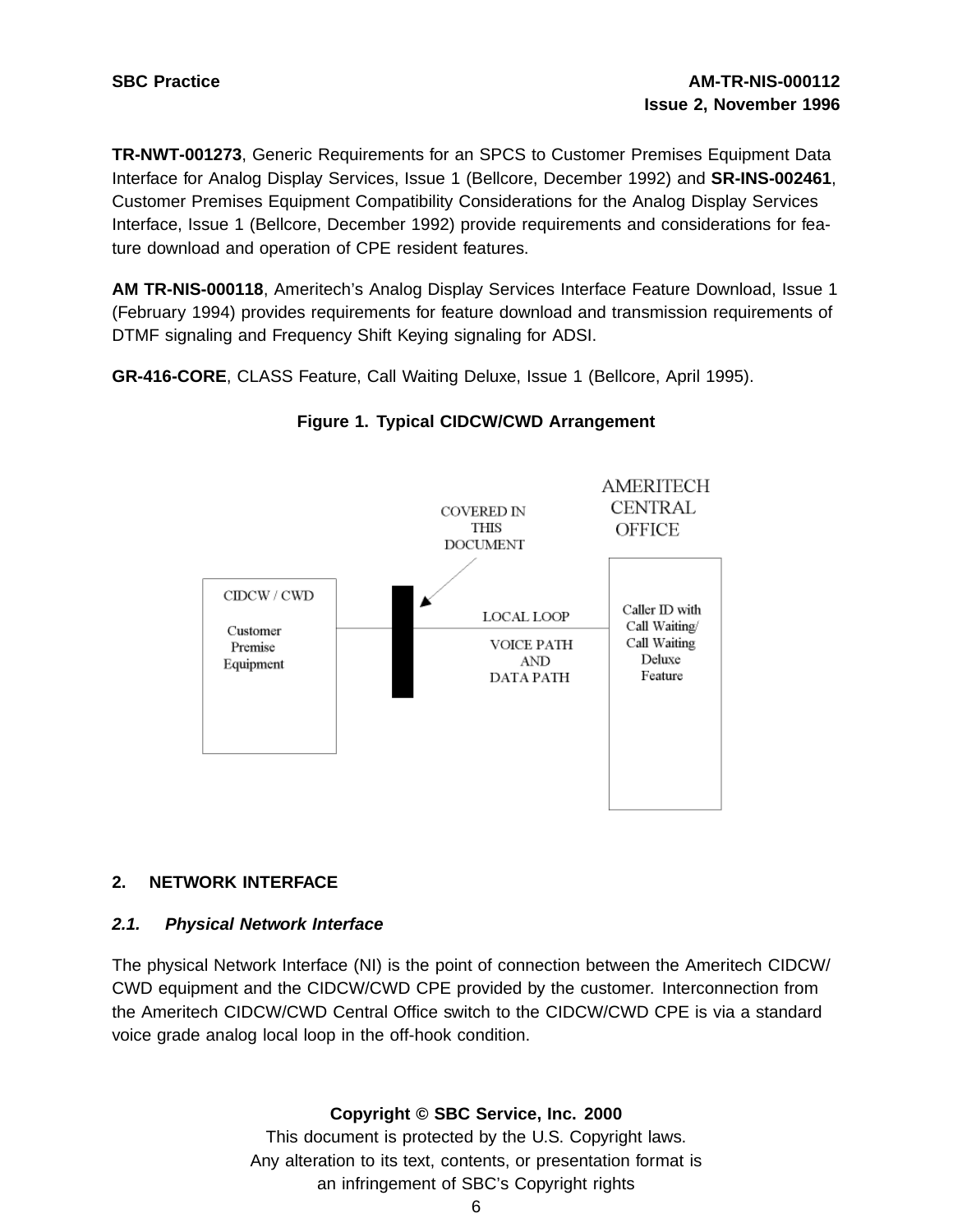**TR-NWT-001273**, Generic Requirements for an SPCS to Customer Premises Equipment Data Interface for Analog Display Services, Issue 1 (Bellcore, December 1992) and **SR-INS-002461**, Customer Premises Equipment Compatibility Considerations for the Analog Display Services Interface, Issue 1 (Bellcore, December 1992) provide requirements and considerations for feature download and operation of CPE resident features.

**AM TR-NIS-000118**, Ameritech's Analog Display Services Interface Feature Download, Issue 1 (February 1994) provides requirements for feature download and transmission requirements of DTMF signaling and Frequency Shift Keying signaling for ADSI.

**GR-416-CORE**, CLASS Feature, Call Waiting Deluxe, Issue 1 (Bellcore, April 1995).

**Figure 1. Typical CIDCW/CWD Arrangement**

AMERITECH CENTRAL OFFICE

COVERED IN THIS DOCUMENT

CIDCW / CWD

Customer Premise Equipment

LOCAL LOOP

VOICE PATH AND DATA PATH

Caller ID with Call Waiting/ Call Waiting Deluxe Feature

## 2. NETWORK INTERFACE

### *2.1. Physical Network Interface*

The physical Network Interface (NI) is the point of connection between the Ameritech CIDCW/ CWD equipment and the CIDCW/CWD CPE provided by the customer. Interconnection from the Ameritech CIDCW/CWD Central Office switch to the CIDCW/CWD CPE is via a standard voice grade analog local loop in the off-hook condition.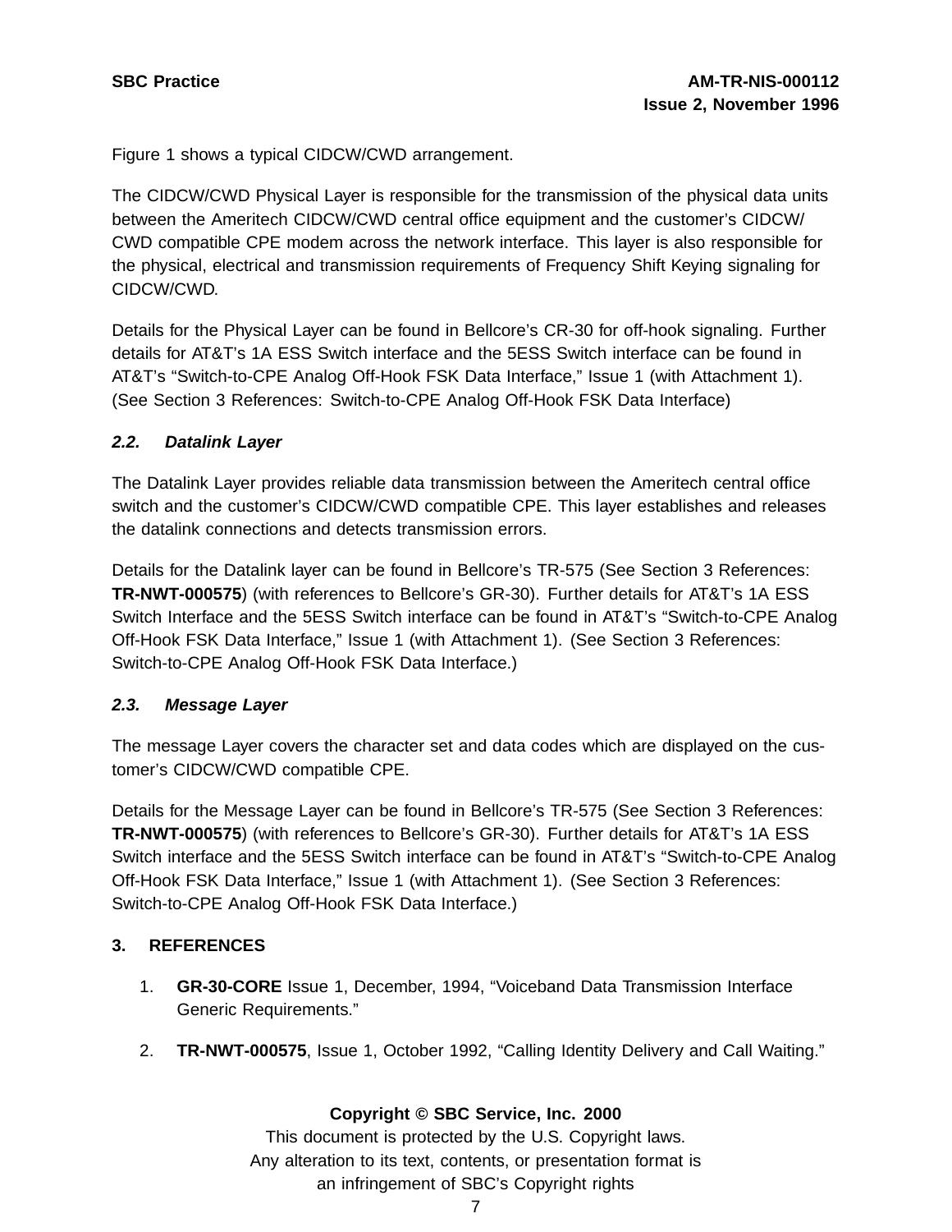Figure 1 shows a typical CIDCW/CWD arrangement.

The CIDCW/CWD Physical Layer is responsible for the transmission of the physical data units between the Ameritech CIDCW/CWD central office equipment and the customer's CIDCW/CWD compatible CPE modem across the network interface. This layer is also responsible for the physical, electrical and transmission requirements of Frequency Shift Keying signaling for CIDCW/CWD.

Details for the Physical Layer can be found in Bellcore's CR-30 for off-hook signaling. Further details for AT&T's 1A ESS Switch interface and the 5ESS Switch interface can be found in AT&T's "Switch-to-CPE Analog Off-Hook FSK Data Interface," Issue 1 (with Attachment 1). (See Section 3 References: Switch-to-CPE Analog Off-Hook FSK Data Interface)

### *2.2. Datalink Layer*

The Datalink Layer provides reliable data transmission between the Ameritech central office switch and the customer's CIDCW/CWD compatible CPE. This layer establishes and releases the datalink connections and detects transmission errors.

Details for the Datalink layer can be found in Bellcore's TR-575 (See Section 3 References: **TR-NWT-000575**) (with references to Bellcore's GR-30). Further details for AT&T's 1A ESS Switch Interface and the 5ESS Switch interface can be found in AT&T's "Switch-to-CPE Analog Off-Hook FSK Data Interface," Issue 1 (with Attachment 1). (See Section 3 References: Switch-to-CPE Analog Off-Hook FSK Data Interface.)

### *2.3. Message Layer*

The message Layer covers the character set and data codes which are displayed on the customer's CIDCW/CWD compatible CPE.

Details for the Message Layer can be found in Bellcore's TR-575 (See Section 3 References: **TR-NWT-000575**) (with references to Bellcore's GR-30). Further details for AT&T's 1A ESS Switch interface and the 5ESS Switch interface can be found in AT&T's "Switch-to-CPE Analog Off-Hook FSK Data Interface," Issue 1 (with Attachment 1). (See Section 3 References: Switch-to-CPE Analog Off-Hook FSK Data Interface.)

## 3. REFERENCES

1. **GR-30-CORE** Issue 1, December, 1994, "Voiceband Data Transmission Interface Generic Requirements."
2. **TR-NWT-000575**, Issue 1, October 1992, "Calling Identity Delivery and Call Waiting."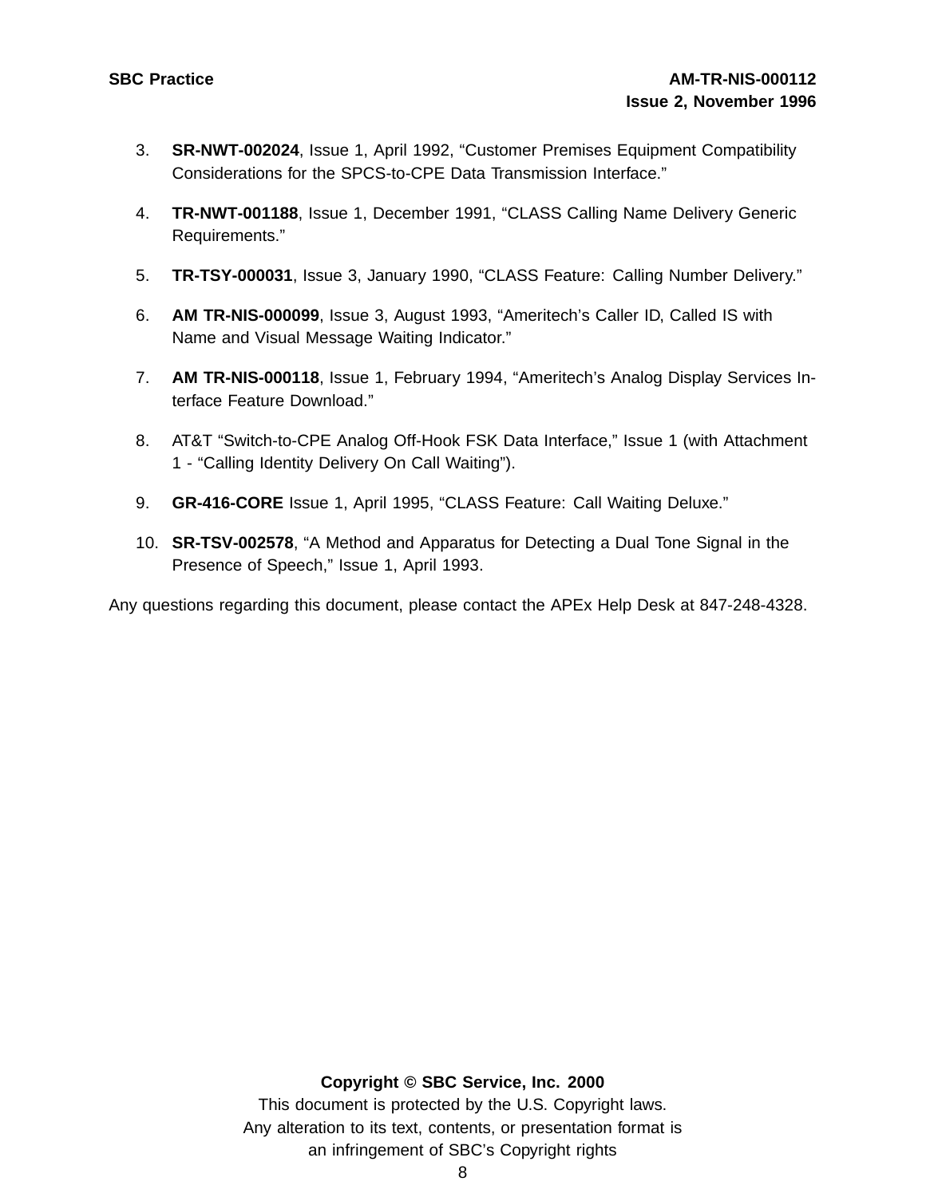3. **SR-NWT-002024**, Issue 1, April 1992, “Customer Premises Equipment Compatibility Considerations for the SPCS-to-CPE Data Transmission Interface.”

4. **TR-NWT-001188**, Issue 1, December 1991, “CLASS Calling Name Delivery Generic Requirements.”

5. **TR-TSY-000031**, Issue 3, January 1990, “CLASS Feature: Calling Number Delivery.”

6. **AM TR-NIS-000099**, Issue 3, August 1993, “Ameritech’s Caller ID, Called IS with Name and Visual Message Waiting Indicator.”

7. **AM TR-NIS-000118**, Issue 1, February 1994, “Ameritech’s Analog Display Services Interface Feature Download.”

8. AT&T “Switch-to-CPE Analog Off-Hook FSK Data Interface,” Issue 1 (with Attachment 1 - “Calling Identity Delivery On Call Waiting”).

9. **GR-416-CORE** Issue 1, April 1995, “CLASS Feature: Call Waiting Deluxe.”

10. **SR-TSV-002578**, “A Method and Apparatus for Detecting a Dual Tone Signal in the Presence of Speech,” Issue 1, April 1993.

Any questions regarding this document, please contact the APEx Help Desk at 847-248-4328.

**Copyright © SBC Service, Inc. 2000**

This document is protected by the U.S. Copyright laws.
Any alteration to its text, contents, or presentation format is an infringement of SBC’s Copyright rights